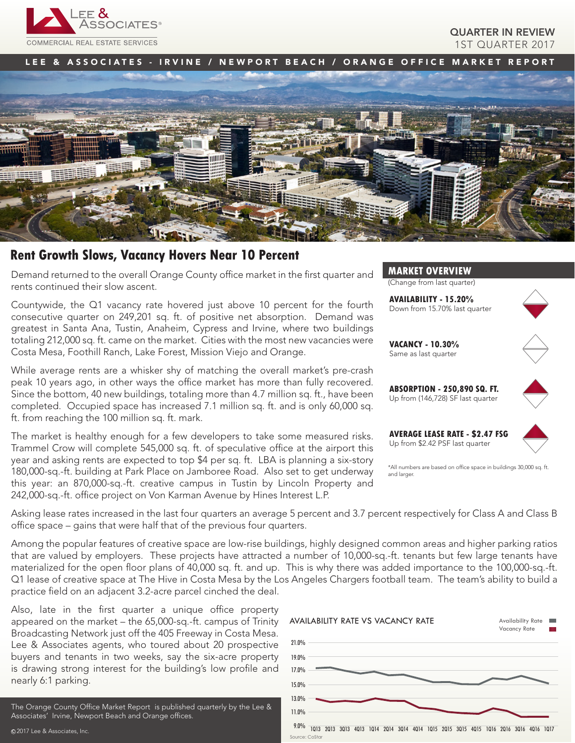Lee & Associates
COMMERCIAL REAL ESTATE SERVICES

QUARTER IN REVIEW
1ST QUARTER 2017

LEE & ASSOCIATES - IRVINE / NEWPORT BEACH / ORANGE OFFICE MARKET REPORT

# Rent Growth Slows, Vacancy Hovers Near 10 Percent

Demand returned to the overall Orange County office market in the first quarter and rents continued their slow ascent.

Countywide, the Q1 vacancy rate hovered just above 10 percent for the fourth consecutive quarter on 249,201 sq. ft. of positive net absorption. Demand was greatest in Santa Ana, Tustin, Anaheim, Cypress and Irvine, where two buildings totaling 212,000 sq. ft. came on the market. Cities with the most new vacancies were Costa Mesa, Foothill Ranch, Lake Forest, Mission Viejo and Orange.

While average rents are a whisker shy of matching the overall market's pre-crash peak 10 years ago, in other ways the office market has more than fully recovered. Since the bottom, 40 new buildings, totaling more than 4.7 million sq. ft., have been completed. Occupied space has increased 7.1 million sq. ft. and is only 60,000 sq. ft. from reaching the 100 million sq. ft. mark.

The market is healthy enough for a few developers to take some measured risks. Trammel Crow will complete 545,000 sq. ft. of speculative office at the airport this year and asking rents are expected to top $4 per sq. ft. LBA is planning a six-story 180,000-sq.-ft. building at Park Place on Jamboree Road. Also set to get underway this year: an 870,000-sq.-ft. creative campus in Tustin by Lincoln Property and 242,000-sq.-ft. office project on Von Karman Avenue by Hines Interest L.P.

## MARKET OVERVIEW

(Change from last quarter)

**AVAILABILITY - 15.20%**
Down from 15.70% last quarter

**VACANCY - 10.30%**
Same as last quarter

**ABSORPTION - 250,890 SQ. FT.**
Up from (146,728) SF last quarter

**AVERAGE LEASE RATE - $2.47 FSG**
Up from $2.42 PSF last quarter

*All numbers are based on office space in buildings 30,000 sq. ft. and larger.

Asking lease rates increased in the last four quarters an average 5 percent and 3.7 percent respectively for Class A and Class B office space – gains that were half that of the previous four quarters.

Among the popular features of creative space are low-rise buildings, highly designed common areas and higher parking ratios that are valued by employers. These projects have attracted a number of 10,000-sq.-ft. tenants but few large tenants have materialized for the open floor plans of 40,000 sq. ft. and up. This is why there was added importance to the 100,000-sq.-ft. Q1 lease of creative space at The Hive in Costa Mesa by the Los Angeles Chargers football team. The team's ability to build a practice field on an adjacent 3.2-acre parcel cinched the deal.

Also, late in the first quarter a unique office property appeared on the market – the 65,000-sq.-ft. campus of Trinity Broadcasting Network just off the 405 Freeway in Costa Mesa. Lee & Associates agents, who toured about 20 prospective buyers and tenants in two weeks, say the six-acre property is drawing strong interest for the building's low profile and nearly 6:1 parking.

**AVAILABILITY RATE VS VACANCY RATE**

Legend: Availability Rate, Vacancy Rate

Y-axis: 9.0% – 21.0%; X-axis: 1Q13 – 1Q17

Source: CoStar

The Orange County Office Market Report is published quarterly by the Lee & Associates' Irvine, Newport Beach and Orange offices.

©2017 Lee & Associates, Inc.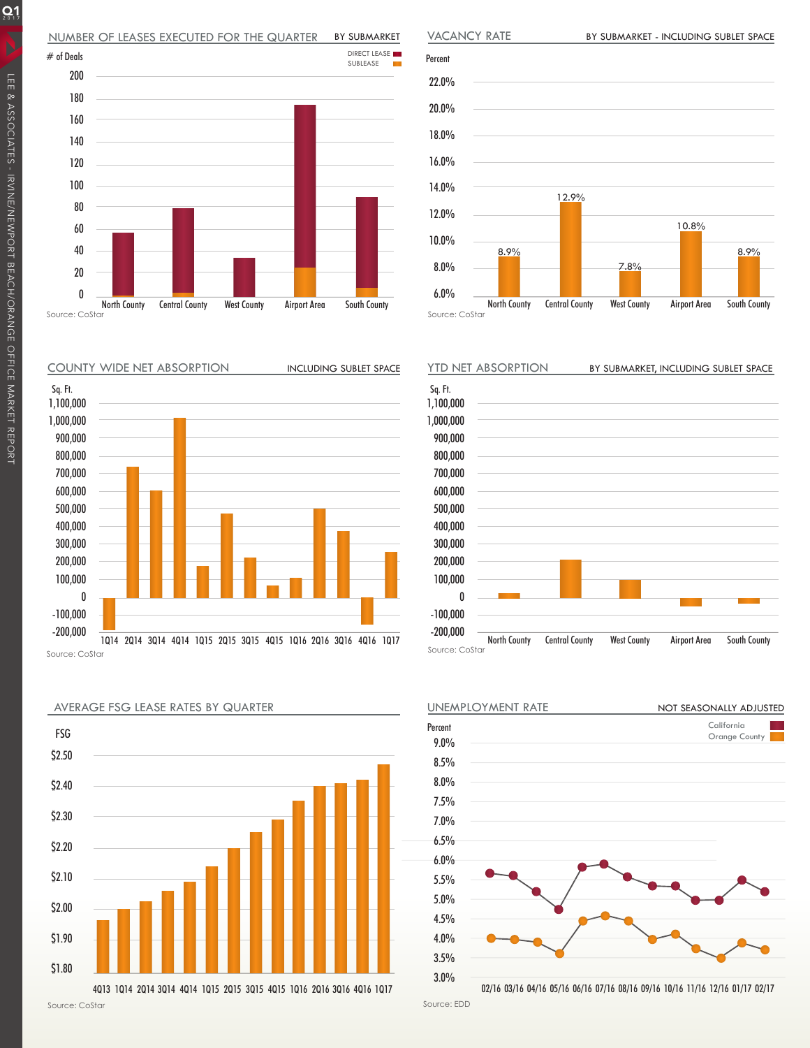## NUMBER OF LEASES EXECUTED FOR THE QUARTER — BY SUBMARKET

# of Deals

DIRECT LEASE / SUBLEASE

North County, Central County, West County, Airport Area, South County

Source: CoStar

## VACANCY RATE — BY SUBMARKET - INCLUDING SUBLET SPACE

| Submarket | Percent |
|---|---|
| North County | 8.9% |
| Central County | 12.9% |
| West County | 7.8% |
| Airport Area | 10.8% |
| South County | 8.9% |

Source: CoStar

## COUNTY WIDE NET ABSORPTION — INCLUDING SUBLET SPACE

Sq. Ft.

1Q14 2Q14 3Q14 4Q14 1Q15 2Q15 3Q15 4Q15 1Q16 2Q16 3Q16 4Q16 1Q17

Source: CoStar

## YTD NET ABSORPTION — BY SUBMARKET, INCLUDING SUBLET SPACE

Sq. Ft.

North County, Central County, West County, Airport Area, South County

Source: CoStar

## AVERAGE FSG LEASE RATES BY QUARTER

FSG

4Q13 1Q14 2Q14 3Q14 4Q14 1Q15 2Q15 3Q15 4Q15 1Q16 2Q16 3Q16 4Q16 1Q17

Source: CoStar

## UNEMPLOYMENT RATE — NOT SEASONALLY ADJUSTED

Percent

California / Orange County

02/16 03/16 04/16 05/16 06/16 07/16 08/16 09/16 10/16 11/16 12/16 01/17 02/17

Source: EDD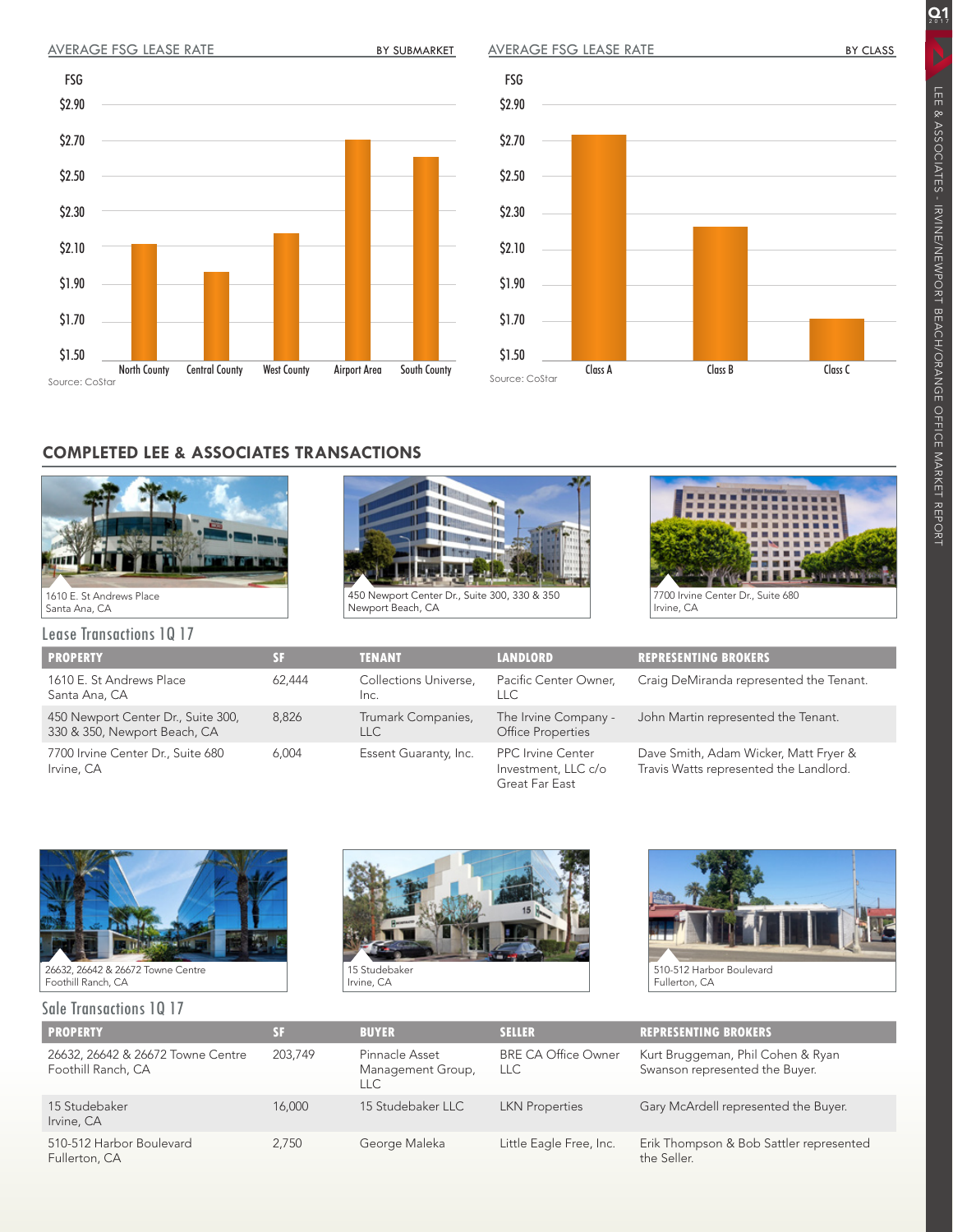AVERAGE FSG LEASE RATE — BY SUBMARKET

FSG

$2.90
$2.70
$2.50
$2.30
$2.10
$1.90
$1.70
$1.50

North County | Central County | West County | Airport Area | South County

Source: CoStar

AVERAGE FSG LEASE RATE — BY CLASS

FSG

$2.90
$2.70
$2.50
$2.30
$2.10
$1.90
$1.70
$1.50

Class A | Class B | Class C

Source: CoStar

## COMPLETED LEE & ASSOCIATES TRANSACTIONS

1610 E. St Andrews Place
Santa Ana, CA

450 Newport Center Dr., Suite 300, 330 & 350
Newport Beach, CA

7700 Irvine Center Dr., Suite 680
Irvine, CA

### Lease Transactions 1Q 17

| PROPERTY | SF | TENANT | LANDLORD | REPRESENTING BROKERS |
|---|---|---|---|---|
| 1610 E. St Andrews Place Santa Ana, CA | 62,444 | Collections Universe, Inc. | Pacific Center Owner, LLC | Craig DeMiranda represented the Tenant. |
| 450 Newport Center Dr., Suite 300, 330 & 350, Newport Beach, CA | 8,826 | Trumark Companies, LLC | The Irvine Company - Office Properties | John Martin represented the Tenant. |
| 7700 Irvine Center Dr., Suite 680 Irvine, CA | 6,004 | Essent Guaranty, Inc. | PPC Irvine Center Investment, LLC c/o Great Far East | Dave Smith, Adam Wicker, Matt Fryer & Travis Watts represented the Landlord. |

26632, 26642 & 26672 Towne Centre
Foothill Ranch, CA

15 Studebaker
Irvine, CA

510-512 Harbor Boulevard
Fullerton, CA

### Sale Transactions 1Q 17

| PROPERTY | SF | BUYER | SELLER | REPRESENTING BROKERS |
|---|---|---|---|---|
| 26632, 26642 & 26672 Towne Centre Foothill Ranch, CA | 203,749 | Pinnacle Asset Management Group, LLC | BRE CA Office Owner LLC | Kurt Bruggeman, Phil Cohen & Ryan Swanson represented the Buyer. |
| 15 Studebaker Irvine, CA | 16,000 | 15 Studebaker LLC | LKN Properties | Gary McArdell represented the Buyer. |
| 510-512 Harbor Boulevard Fullerton, CA | 2,750 | George Maleka | Little Eagle Free, Inc. | Erik Thompson & Bob Sattler represented the Seller. |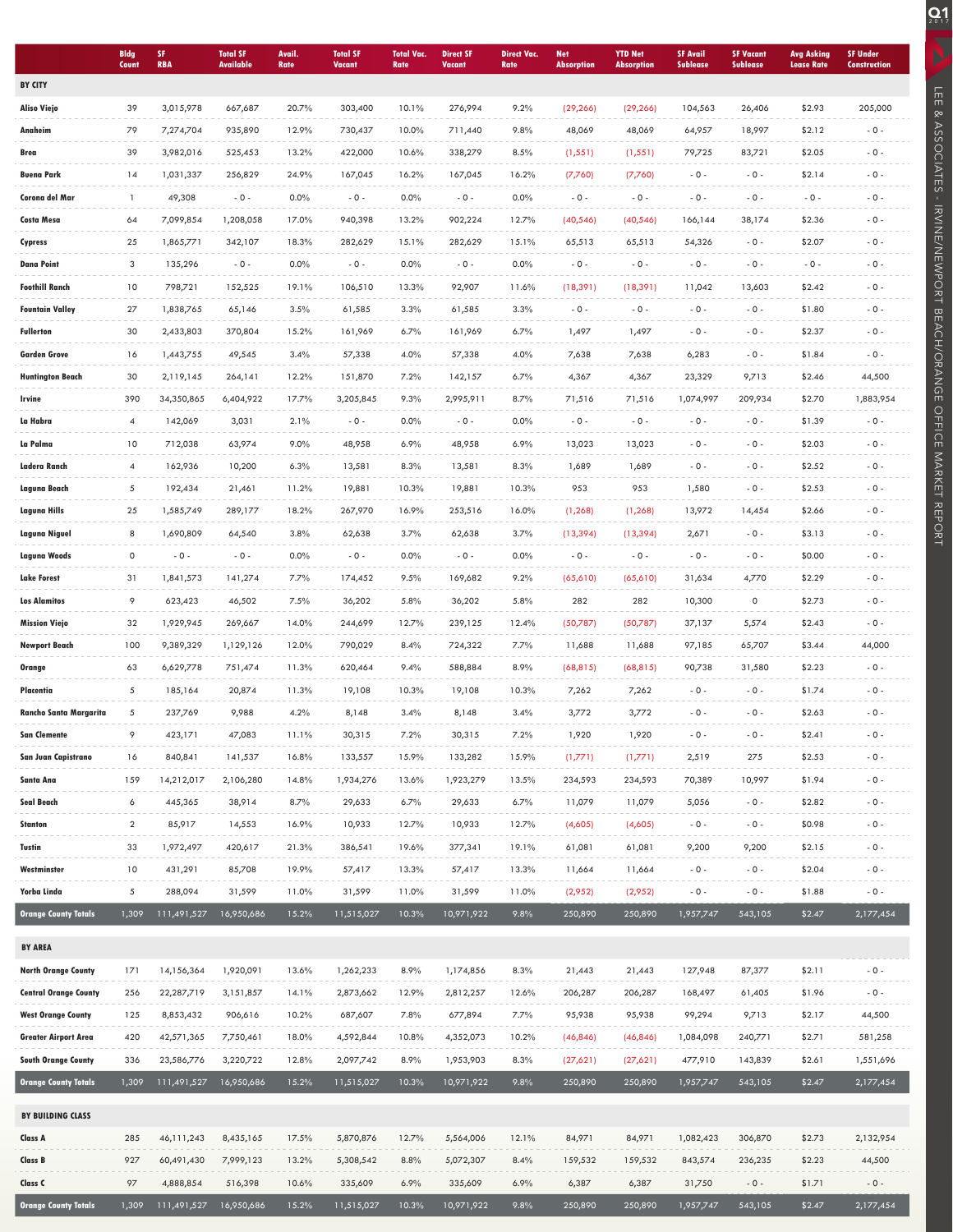| | Bldg Count | SF RBA | Total SF Available | Avail. Rate | Total SF Vacant | Total Vac. Rate | Direct SF Vacant | Direct Vac. Rate | Net Absorption | YTD Net Absorption | SF Avail Sublease | SF Vacant Sublease | Avg Asking Lease Rate | SF Under Construction |
|---|---|---|---|---|---|---|---|---|---|---|---|---|---|---|
| **BY CITY** | | | | | | | | | | | | | | |
| **Aliso Viejo** | 39 | 3,015,978 | 667,687 | 20.7% | 303,400 | 10.1% | 276,994 | 9.2% | (29,266) | (29,266) | 104,563 | 26,406 | $2.93 | 205,000 |
| **Anaheim** | 79 | 7,274,704 | 935,890 | 12.9% | 730,437 | 10.0% | 711,440 | 9.8% | 48,069 | 48,069 | 64,957 | 18,997 | $2.12 | - 0 - |
| **Brea** | 39 | 3,982,016 | 525,453 | 13.2% | 422,000 | 10.6% | 338,279 | 8.5% | (1,551) | (1,551) | 79,725 | 83,721 | $2.05 | - 0 - |
| **Buena Park** | 14 | 1,031,337 | 256,829 | 24.9% | 167,045 | 16.2% | 167,045 | 16.2% | (7,760) | (7,760) | - 0 - | - 0 - | $2.14 | - 0 - |
| **Corona del Mar** | 1 | 49,308 | - 0 - | 0.0% | - 0 - | 0.0% | - 0 - | 0.0% | - 0 - | - 0 - | - 0 - | - 0 - | - 0 - | - 0 - |
| **Costa Mesa** | 64 | 7,099,854 | 1,208,058 | 17.0% | 940,398 | 13.2% | 902,224 | 12.7% | (40,546) | (40,546) | 166,144 | 38,174 | $2.36 | - 0 - |
| **Cypress** | 25 | 1,865,771 | 342,107 | 18.3% | 282,629 | 15.1% | 282,629 | 15.1% | 65,513 | 65,513 | 54,326 | - 0 - | $2.07 | - 0 - |
| **Dana Point** | 3 | 135,296 | - 0 - | 0.0% | - 0 - | 0.0% | - 0 - | 0.0% | - 0 - | - 0 - | - 0 - | - 0 - | - 0 - | - 0 - |
| **Foothill Ranch** | 10 | 798,721 | 152,525 | 19.1% | 106,510 | 13.3% | 92,907 | 11.6% | (18,391) | (18,391) | 11,042 | 13,603 | $2.42 | - 0 - |
| **Fountain Valley** | 27 | 1,838,765 | 65,146 | 3.5% | 61,585 | 3.3% | 61,585 | 3.3% | - 0 - | - 0 - | - 0 - | - 0 - | $1.80 | - 0 - |
| **Fullerton** | 30 | 2,433,803 | 370,804 | 15.2% | 161,969 | 6.7% | 161,969 | 6.7% | 1,497 | 1,497 | - 0 - | - 0 - | $2.37 | - 0 - |
| **Garden Grove** | 16 | 1,443,755 | 49,545 | 3.4% | 57,338 | 4.0% | 57,338 | 4.0% | 7,638 | 7,638 | 6,283 | - 0 - | $1.84 | - 0 - |
| **Huntington Beach** | 30 | 2,119,145 | 264,141 | 12.2% | 151,870 | 7.2% | 142,157 | 6.7% | 4,367 | 4,367 | 23,329 | 9,713 | $2.46 | 44,500 |
| **Irvine** | 390 | 34,350,865 | 6,404,922 | 17.7% | 3,205,845 | 9.3% | 2,995,911 | 8.7% | 71,516 | 71,516 | 1,074,997 | 209,934 | $2.70 | 1,883,954 |
| **La Habra** | 4 | 142,069 | 3,031 | 2.1% | - 0 - | 0.0% | - 0 - | 0.0% | - 0 - | - 0 - | - 0 - | - 0 - | $1.39 | - 0 - |
| **La Palma** | 10 | 712,038 | 63,974 | 9.0% | 48,958 | 6.9% | 48,958 | 6.9% | 13,023 | 13,023 | - 0 - | - 0 - | $2.03 | - 0 - |
| **Ladera Ranch** | 4 | 162,936 | 10,200 | 6.3% | 13,581 | 8.3% | 13,581 | 8.3% | 1,689 | 1,689 | - 0 - | - 0 - | $2.52 | - 0 - |
| **Laguna Beach** | 5 | 192,434 | 21,461 | 11.2% | 19,881 | 10.3% | 19,881 | 10.3% | 953 | 953 | 1,580 | - 0 - | $2.53 | - 0 - |
| **Laguna Hills** | 25 | 1,585,749 | 289,177 | 18.2% | 267,970 | 16.9% | 253,516 | 16.0% | (1,268) | (1,268) | 13,972 | 14,454 | $2.66 | - 0 - |
| **Laguna Niguel** | 8 | 1,690,809 | 64,540 | 3.8% | 62,638 | 3.7% | 62,638 | 3.7% | (13,394) | (13,394) | 2,671 | - 0 - | $3.13 | - 0 - |
| **Laguna Woods** | 0 | - 0 - | - 0 - | 0.0% | - 0 - | 0.0% | - 0 - | 0.0% | - 0 - | - 0 - | - 0 - | - 0 - | $0.00 | - 0 - |
| **Lake Forest** | 31 | 1,841,573 | 141,274 | 7.7% | 174,452 | 9.5% | 169,682 | 9.2% | (65,610) | (65,610) | 31,634 | 4,770 | $2.29 | - 0 - |
| **Los Alamitos** | 9 | 623,423 | 46,502 | 7.5% | 36,202 | 5.8% | 36,202 | 5.8% | 282 | 282 | 10,300 | 0 | $2.73 | - 0 - |
| **Mission Viejo** | 32 | 1,929,945 | 269,667 | 14.0% | 244,699 | 12.7% | 239,125 | 12.4% | (50,787) | (50,787) | 37,137 | 5,574 | $2.43 | - 0 - |
| **Newport Beach** | 100 | 9,389,329 | 1,129,126 | 12.0% | 790,029 | 8.4% | 724,322 | 7.7% | 11,688 | 11,688 | 97,185 | 65,707 | $3.44 | 44,000 |
| **Orange** | 63 | 6,629,778 | 751,474 | 11.3% | 620,464 | 9.4% | 588,884 | 8.9% | (68,815) | (68,815) | 90,738 | 31,580 | $2.23 | - 0 - |
| **Placentia** | 5 | 185,164 | 20,874 | 11.3% | 19,108 | 10.3% | 19,108 | 10.3% | 7,262 | 7,262 | - 0 - | - 0 - | $1.74 | - 0 - |
| **Rancho Santa Margarita** | 5 | 237,769 | 9,988 | 4.2% | 8,148 | 3.4% | 8,148 | 3.4% | 3,772 | 3,772 | - 0 - | - 0 - | $2.63 | - 0 - |
| **San Clemente** | 9 | 423,171 | 47,083 | 11.1% | 30,315 | 7.2% | 30,315 | 7.2% | 1,920 | 1,920 | - 0 - | - 0 - | $2.41 | - 0 - |
| **San Juan Capistrano** | 16 | 840,841 | 141,537 | 16.8% | 133,557 | 15.9% | 133,282 | 15.9% | (1,771) | (1,771) | 2,519 | 275 | $2.53 | - 0 - |
| **Santa Ana** | 159 | 14,212,017 | 2,106,280 | 14.8% | 1,934,276 | 13.6% | 1,923,279 | 13.5% | 234,593 | 234,593 | 70,389 | 10,997 | $1.94 | - 0 - |
| **Seal Beach** | 6 | 445,365 | 38,914 | 8.7% | 29,633 | 6.7% | 29,633 | 6.7% | 11,079 | 11,079 | 5,056 | - 0 - | $2.82 | - 0 - |
| **Stanton** | 2 | 85,917 | 14,553 | 16.9% | 10,933 | 12.7% | 10,933 | 12.7% | (4,605) | (4,605) | - 0 - | - 0 - | $0.98 | - 0 - |
| **Tustin** | 33 | 1,972,497 | 420,617 | 21.3% | 386,541 | 19.6% | 377,341 | 19.1% | 61,081 | 61,081 | 9,200 | 9,200 | $2.15 | - 0 - |
| **Westminster** | 10 | 431,291 | 85,708 | 19.9% | 57,417 | 13.3% | 57,417 | 13.3% | 11,664 | 11,664 | - 0 - | - 0 - | $2.04 | - 0 - |
| **Yorba Linda** | 5 | 288,094 | 31,599 | 11.0% | 31,599 | 11.0% | 31,599 | 11.0% | (2,952) | (2,952) | - 0 - | - 0 - | $1.88 | - 0 - |
| **Orange County Totals** | 1,309 | 111,491,527 | 16,950,686 | 15.2% | 11,515,027 | 10.3% | 10,971,922 | 9.8% | 250,890 | 250,890 | 1,957,747 | 543,105 | $2.47 | 2,177,454 |
| **BY AREA** | | | | | | | | | | | | | | |
| **North Orange County** | 171 | 14,156,364 | 1,920,091 | 13.6% | 1,262,233 | 8.9% | 1,174,856 | 8.3% | 21,443 | 21,443 | 127,948 | 87,377 | $2.11 | - 0 - |
| **Central Orange County** | 256 | 22,287,719 | 3,151,857 | 14.1% | 2,873,662 | 12.9% | 2,812,257 | 12.6% | 206,287 | 206,287 | 168,497 | 61,405 | $1.96 | - 0 - |
| **West Orange County** | 125 | 8,853,432 | 906,616 | 10.2% | 687,607 | 7.8% | 677,894 | 7.7% | 95,938 | 95,938 | 99,294 | 9,713 | $2.17 | 44,500 |
| **Greater Airport Area** | 420 | 42,571,365 | 7,750,461 | 18.0% | 4,592,844 | 10.8% | 4,352,073 | 10.2% | (46,846) | (46,846) | 1,084,098 | 240,771 | $2.71 | 581,258 |
| **South Orange County** | 336 | 23,586,776 | 3,220,722 | 12.8% | 2,097,742 | 8.9% | 1,953,903 | 8.3% | (27,621) | (27,621) | 477,910 | 143,839 | $2.61 | 1,551,696 |
| **Orange County Totals** | 1,309 | 111,491,527 | 16,950,686 | 15.2% | 11,515,027 | 10.3% | 10,971,922 | 9.8% | 250,890 | 250,890 | 1,957,747 | 543,105 | $2.47 | 2,177,454 |
| **BY BUILDING CLASS** | | | | | | | | | | | | | | |
| **Class A** | 285 | 46,111,243 | 8,435,165 | 17.5% | 5,870,876 | 12.7% | 5,564,006 | 12.1% | 84,971 | 84,971 | 1,082,423 | 306,870 | $2.73 | 2,132,954 |
| **Class B** | 927 | 60,491,430 | 7,999,123 | 13.2% | 5,308,542 | 8.8% | 5,072,307 | 8.4% | 159,532 | 159,532 | 843,574 | 236,235 | $2.23 | 44,500 |
| **Class C** | 97 | 4,888,854 | 516,398 | 10.6% | 335,609 | 6.9% | 335,609 | 6.9% | 6,387 | 6,387 | 31,750 | - 0 - | $1.71 | - 0 - |
| **Orange County Totals** | 1,309 | 111,491,527 | 16,950,686 | 15.2% | 11,515,027 | 10.3% | 10,971,922 | 9.8% | 250,890 | 250,890 | 1,957,747 | 543,105 | $2.47 | 2,177,454 |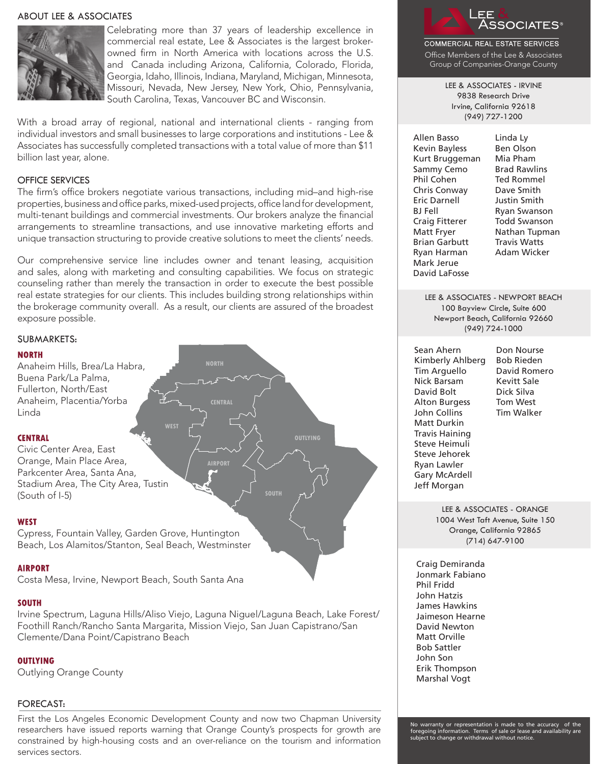## ABOUT LEE & ASSOCIATES

Celebrating more than 37 years of leadership excellence in commercial real estate, Lee & Associates is the largest broker-owned firm in North America with locations across the U.S. and Canada including Arizona, California, Colorado, Florida, Georgia, Idaho, Illinois, Indiana, Maryland, Michigan, Minnesota, Missouri, Nevada, New Jersey, New York, Ohio, Pennsylvania, South Carolina, Texas, Vancouver BC and Wisconsin.

With a broad array of regional, national and international clients - ranging from individual investors and small businesses to large corporations and institutions - Lee & Associates has successfully completed transactions with a total value of more than $11 billion last year, alone.

## OFFICE SERVICES

The firm's office brokers negotiate various transactions, including mid–and high-rise properties, business and office parks, mixed-used projects, office land for development, multi-tenant buildings and commercial investments. Our brokers analyze the financial arrangements to streamline transactions, and use innovative marketing efforts and unique transaction structuring to provide creative solutions to meet the clients' needs.

Our comprehensive service line includes owner and tenant leasing, acquisition and sales, along with marketing and consulting capabilities. We focus on strategic counseling rather than merely the transaction in order to execute the best possible real estate strategies for our clients. This includes building strong relationships within the brokerage community overall. As a result, our clients are assured of the broadest exposure possible.

## SUBMARKETS:

NORTH
CENTRAL
WEST
OUTLYING
AIRPORT
SOUTH

**NORTH**
Anaheim Hills, Brea/La Habra, Buena Park/La Palma, Fullerton, North/East Anaheim, Placentia/Yorba Linda

**CENTRAL**
Civic Center Area, East Orange, Main Place Area, Parkcenter Area, Santa Ana, Stadium Area, The City Area, Tustin (South of I-5)

**WEST**
Cypress, Fountain Valley, Garden Grove, Huntington Beach, Los Alamitos/Stanton, Seal Beach, Westminster

**AIRPORT**
Costa Mesa, Irvine, Newport Beach, South Santa Ana

**SOUTH**
Irvine Spectrum, Laguna Hills/Aliso Viejo, Laguna Niguel/Laguna Beach, Lake Forest/ Foothill Ranch/Rancho Santa Margarita, Mission Viejo, San Juan Capistrano/San Clemente/Dana Point/Capistrano Beach

**OUTLYING**
Outlying Orange County

## FORECAST:

First the Los Angeles Economic Development County and now two Chapman University researchers have issued reports warning that Orange County's prospects for growth are constrained by high-housing costs and an over-reliance on the tourism and information services sectors.

---

LEE & ASSOCIATES®
COMMERCIAL REAL ESTATE SERVICES
Office Members of the Lee & Associates Group of Companies-Orange County

**LEE & ASSOCIATES - IRVINE**
9838 Research Drive
Irvine, California 92618
(949) 727-1200

Allen Basso
Kevin Bayless
Kurt Bruggeman
Sammy Cemo
Phil Cohen
Chris Conway
Eric Darnell
BJ Fell
Craig Fitterer
Matt Fryer
Brian Garbutt
Ryan Harman
Mark Jerue
David LaFosse
Linda Ly
Ben Olson
Mia Pham
Brad Rawlins
Ted Rommel
Dave Smith
Justin Smith
Ryan Swanson
Todd Swanson
Nathan Tupman
Travis Watts
Adam Wicker

**LEE & ASSOCIATES - NEWPORT BEACH**
100 Bayview Circle, Suite 600
Newport Beach, California 92660
(949) 724-1000

Sean Ahern
Kimberly Ahlberg
Tim Arguello
Nick Barsam
David Bolt
Alton Burgess
John Collins
Matt Durkin
Travis Haining
Steve Heimuli
Steve Jehorek
Ryan Lawler
Gary McArdell
Jeff Morgan
Don Nourse
Bob Rieden
David Romero
Kevitt Sale
Dick Silva
Tom West
Tim Walker

**LEE & ASSOCIATES - ORANGE**
1004 West Taft Avenue, Suite 150
Orange, California 92865
(714) 647-9100

Craig Demiranda
Jonmark Fabiano
Phil Fridd
John Hatzis
James Hawkins
Jaimeson Hearne
David Newton
Matt Orville
Bob Sattler
John Son
Erik Thompson
Marshal Vogt

No warranty or representation is made to the accuracy of the foregoing information. Terms of sale or lease and availability are subject to change or withdrawal without notice.